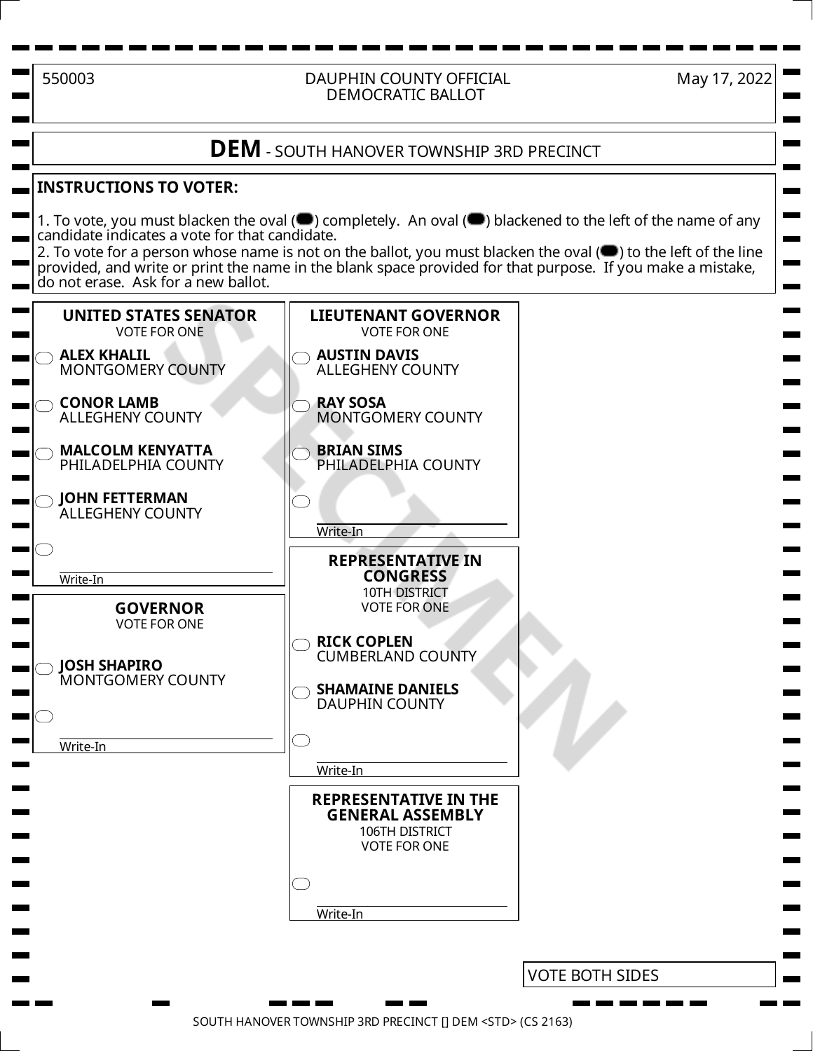550003

DAUPHIN COUNTY OFFICIAL
DEMOCRATIC BALLOT

May 17, 2022

# DEM - SOUTH HANOVER TOWNSHIP 3RD PRECINCT

**INSTRUCTIONS TO VOTER:**

1. To vote, you must blacken the oval ( ) completely. An oval ( ) blackened to the left of the name of any candidate indicates a vote for that candidate.
2. To vote for a person whose name is not on the ballot, you must blacken the oval ( ) to the left of the line provided, and write or print the name in the blank space provided for that purpose. If you make a mistake, do not erase. Ask for a new ballot.

## UNITED STATES SENATOR
VOTE FOR ONE

- **ALEX KHALIL**
  MONTGOMERY COUNTY
- **CONOR LAMB**
  ALLEGHENY COUNTY
- **MALCOLM KENYATTA**
  PHILADELPHIA COUNTY
- **JOHN FETTERMAN**
  ALLEGHENY COUNTY
- Write-In

## GOVERNOR
VOTE FOR ONE

- **JOSH SHAPIRO**
  MONTGOMERY COUNTY
- Write-In

## LIEUTENANT GOVERNOR
VOTE FOR ONE

- **AUSTIN DAVIS**
  ALLEGHENY COUNTY
- **RAY SOSA**
  MONTGOMERY COUNTY
- **BRIAN SIMS**
  PHILADELPHIA COUNTY
- Write-In

## REPRESENTATIVE IN CONGRESS
10TH DISTRICT
VOTE FOR ONE

- **RICK COPLEN**
  CUMBERLAND COUNTY
- **SHAMAINE DANIELS**
  DAUPHIN COUNTY
- Write-In

## REPRESENTATIVE IN THE GENERAL ASSEMBLY
106TH DISTRICT
VOTE FOR ONE

- Write-In

VOTE BOTH SIDES

SOUTH HANOVER TOWNSHIP 3RD PRECINCT [] DEM <STD> (CS 2163)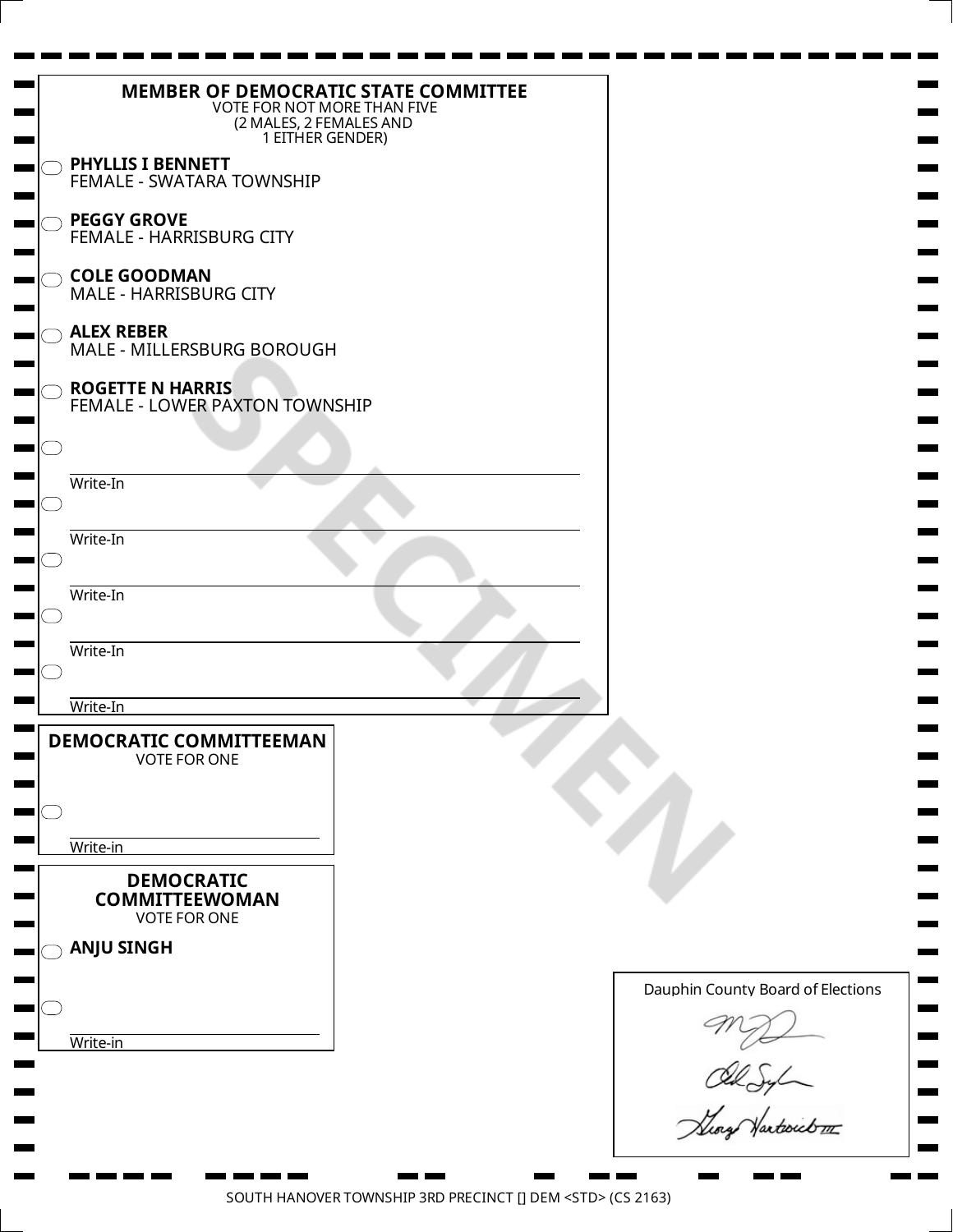## MEMBER OF DEMOCRATIC STATE COMMITTEE

VOTE FOR NOT MORE THAN FIVE
(2 MALES, 2 FEMALES AND
1 EITHER GENDER)

- **PHYLLIS I BENNETT**
  FEMALE - SWATARA TOWNSHIP
- **PEGGY GROVE**
  FEMALE - HARRISBURG CITY
- **COLE GOODMAN**
  MALE - HARRISBURG CITY
- **ALEX REBER**
  MALE - MILLERSBURG BOROUGH
- **ROGETTE N HARRIS**
  FEMALE - LOWER PAXTON TOWNSHIP
- Write-In
- Write-In
- Write-In
- Write-In
- Write-In

## DEMOCRATIC COMMITTEEMAN

VOTE FOR ONE

- Write-in

## DEMOCRATIC COMMITTEEWOMAN

VOTE FOR ONE

- **ANJU SINGH**
- Write-in

Dauphin County Board of Elections

SPECIMEN

SOUTH HANOVER TOWNSHIP 3RD PRECINCT [] DEM <STD> (CS 2163)